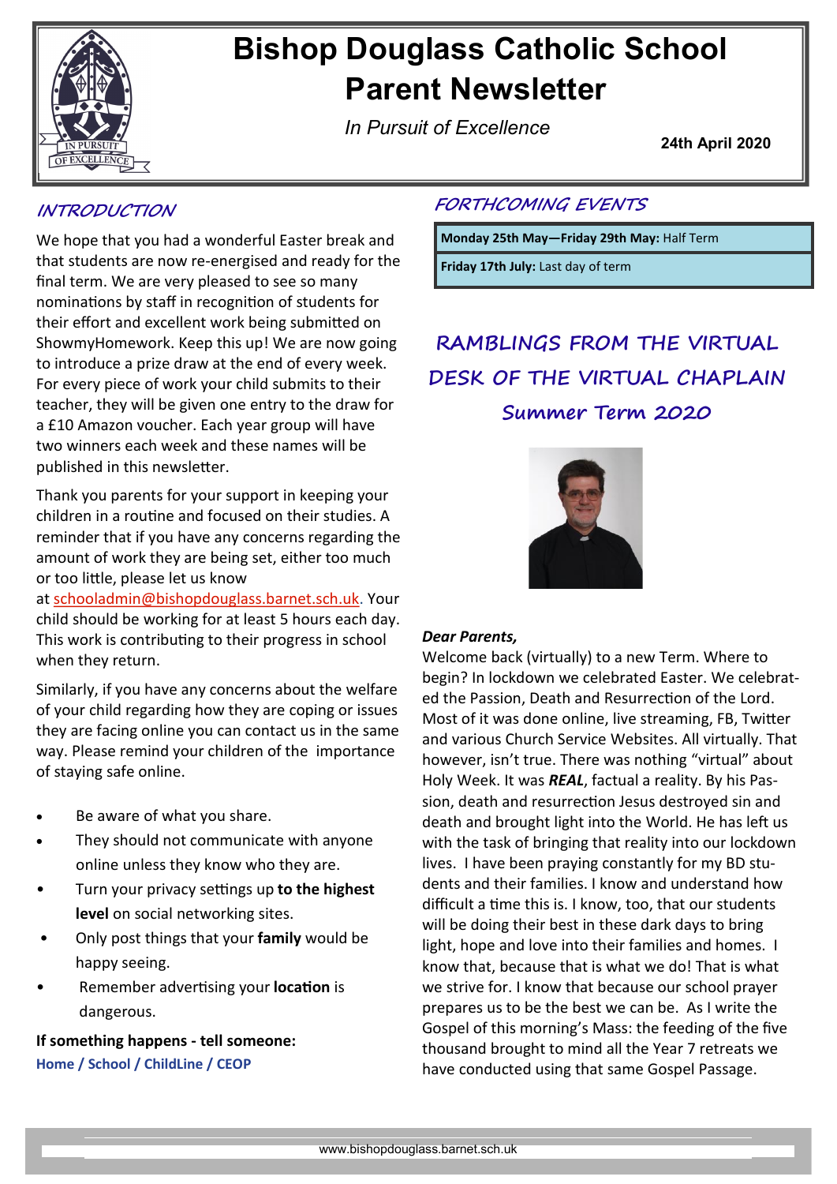# Bishop Douglass Catholic School Parent Newsletter

*In Pursuit of Excellence*

**24th April 2020**

## INTRODUCTION

We hope that you had a wonderful Easter break and that students are now re-energised and ready for the final term. We are very pleased to see so many nominations by staff in recognition of students for their effort and excellent work being submitted on ShowmyHomework. Keep this up! We are now going to introduce a prize draw at the end of every week. For every piece of work your child submits to their teacher, they will be given one entry to the draw for a £10 Amazon voucher. Each year group will have two winners each week and these names will be published in this newsletter.

Thank you parents for your support in keeping your children in a routine and focused on their studies. A reminder that if you have any concerns regarding the amount of work they are being set, either too much or too little, please let us know at schooladmin@bishopdouglass.barnet.sch.uk. Your child should be working for at least 5 hours each day. This work is contributing to their progress in school when they return.

Similarly, if you have any concerns about the welfare of your child regarding how they are coping or issues they are facing online you can contact us in the same way. Please remind your children of the importance of staying safe online.

- Be aware of what you share.
- They should not communicate with anyone online unless they know who they are.
- Turn your privacy settings up **to the highest level** on social networking sites.
- Only post things that your **family** would be happy seeing.
- Remember advertising your **location** is dangerous.

**If something happens - tell someone:**
**Home / School / ChildLine / CEOP**

## FORTHCOMING EVENTS

| |
|---|
| **Monday 25th May—Friday 29th May:** Half Term |
| **Friday 17th July:** Last day of term |

## RAMBLINGS FROM THE VIRTUAL DESK OF THE VIRTUAL CHAPLAIN

### Summer Term 2020

***Dear Parents,***

Welcome back (virtually) to a new Term. Where to begin? In lockdown we celebrated Easter. We celebrated the Passion, Death and Resurrection of the Lord. Most of it was done online, live streaming, FB, Twitter and various Church Service Websites. All virtually. That however, isn't true. There was nothing "virtual" about Holy Week. It was ***REAL***, factual a reality. By his Passion, death and resurrection Jesus destroyed sin and death and brought light into the World. He has left us with the task of bringing that reality into our lockdown lives. I have been praying constantly for my BD students and their families. I know and understand how difficult a time this is. I know, too, that our students will be doing their best in these dark days to bring light, hope and love into their families and homes. I know that, because that is what we do! That is what we strive for. I know that because our school prayer prepares us to be the best we can be. As I write the Gospel of this morning's Mass: the feeding of the five thousand brought to mind all the Year 7 retreats we have conducted using that same Gospel Passage.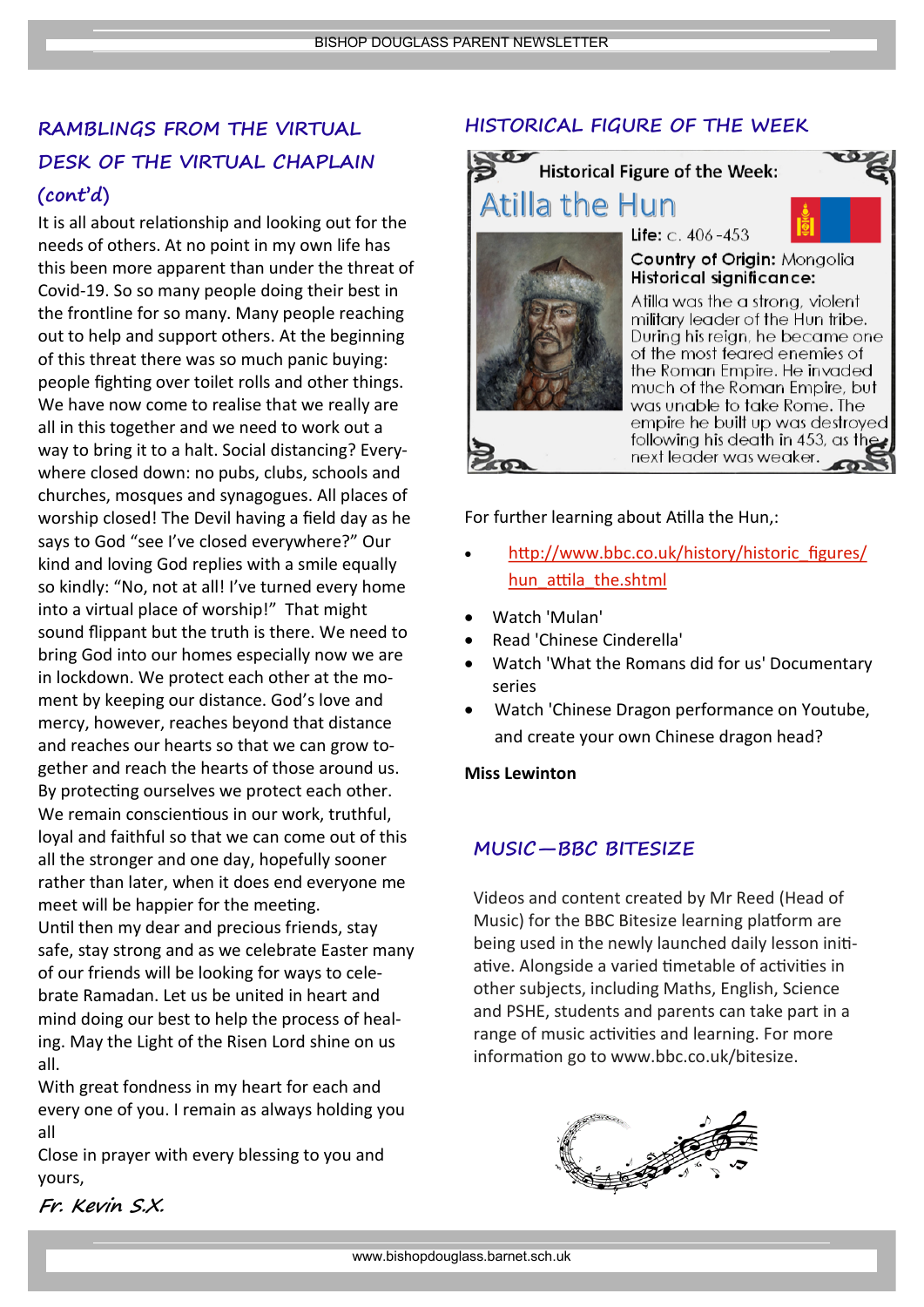## RAMBLINGS FROM THE VIRTUAL DESK OF THE VIRTUAL CHAPLAIN (cont'd)

It is all about relationship and looking out for the needs of others. At no point in my own life has this been more apparent than under the threat of Covid-19. So so many people doing their best in the frontline for so many. Many people reaching out to help and support others. At the beginning of this threat there was so much panic buying: people fighting over toilet rolls and other things. We have now come to realise that we really are all in this together and we need to work out a way to bring it to a halt. Social distancing? Everywhere closed down: no pubs, clubs, schools and churches, mosques and synagogues. All places of worship closed! The Devil having a field day as he says to God "see I've closed everywhere?" Our kind and loving God replies with a smile equally so kindly: "No, not at all! I've turned every home into a virtual place of worship!" That might sound flippant but the truth is there. We need to bring God into our homes especially now we are in lockdown. We protect each other at the moment by keeping our distance. God's love and mercy, however, reaches beyond that distance and reaches our hearts so that we can grow together and reach the hearts of those around us. By protecting ourselves we protect each other. We remain conscientious in our work, truthful, loyal and faithful so that we can come out of this all the stronger and one day, hopefully sooner rather than later, when it does end everyone me meet will be happier for the meeting.
Until then my dear and precious friends, stay safe, stay strong and as we celebrate Easter many of our friends will be looking for ways to celebrate Ramadan. Let us be united in heart and mind doing our best to help the process of healing. May the Light of the Risen Lord shine on us all.
With great fondness in my heart for each and every one of you. I remain as always holding you all
Close in prayer with every blessing to you and yours,

*Fr. Kevin S.X.*

## HISTORICAL FIGURE OF THE WEEK

Historical Figure of the Week:

### Atilla the Hun

**Life:** c. 406 -453

**Country of Origin:** Mongolia

**Historical significance:**

Atilla was the a strong, violent military leader of the Hun tribe. During his reign, he became one of the most feared enemies of the Roman Empire. He invaded much of the Roman Empire, but was unable to take Rome. The empire he built up was destroyed following his death in 453, as the next leader was weaker.

For further learning about Atilla the Hun,:

- http://www.bbc.co.uk/history/historic_figures/hun_attila_the.shtml
- Watch 'Mulan'
- Read 'Chinese Cinderella'
- Watch 'What the Romans did for us' Documentary series
- Watch 'Chinese Dragon performance on Youtube, and create your own Chinese dragon head?

**Miss Lewinton**

## MUSIC—BBC BITESIZE

Videos and content created by Mr Reed (Head of Music) for the BBC Bitesize learning platform are being used in the newly launched daily lesson initiative. Alongside a varied timetable of activities in other subjects, including Maths, English, Science and PSHE, students and parents can take part in a range of music activities and learning. For more information go to www.bbc.co.uk/bitesize.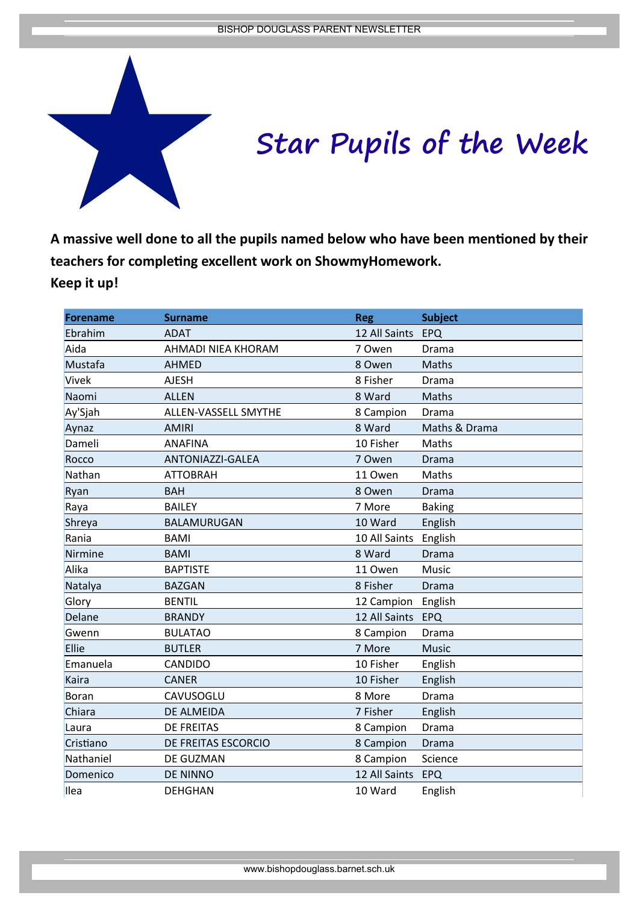# Star Pupils of the Week

**A massive well done to all the pupils named below who have been mentioned by their teachers for completing excellent work on ShowmyHomework. Keep it up!**

| Forename | Surname | Reg | Subject |
|---|---|---|---|
| Ebrahim | ADAT | 12 All Saints | EPQ |
| Aida | AHMADI NIEA KHORAM | 7 Owen | Drama |
| Mustafa | AHMED | 8 Owen | Maths |
| Vivek | AJESH | 8 Fisher | Drama |
| Naomi | ALLEN | 8 Ward | Maths |
| Ay'Sjah | ALLEN-VASSELL SMYTHE | 8 Campion | Drama |
| Aynaz | AMIRI | 8 Ward | Maths & Drama |
| Dameli | ANAFINA | 10 Fisher | Maths |
| Rocco | ANTONIAZZI-GALEA | 7 Owen | Drama |
| Nathan | ATTOBRAH | 11 Owen | Maths |
| Ryan | BAH | 8 Owen | Drama |
| Raya | BAILEY | 7 More | Baking |
| Shreya | BALAMURUGAN | 10 Ward | English |
| Rania | BAMI | 10 All Saints | English |
| Nirmine | BAMI | 8 Ward | Drama |
| Alika | BAPTISTE | 11 Owen | Music |
| Natalya | BAZGAN | 8 Fisher | Drama |
| Glory | BENTIL | 12 Campion | English |
| Delane | BRANDY | 12 All Saints | EPQ |
| Gwenn | BULATAO | 8 Campion | Drama |
| Ellie | BUTLER | 7 More | Music |
| Emanuela | CANDIDO | 10 Fisher | English |
| Kaira | CANER | 10 Fisher | English |
| Boran | CAVUSOGLU | 8 More | Drama |
| Chiara | DE ALMEIDA | 7 Fisher | English |
| Laura | DE FREITAS | 8 Campion | Drama |
| Cristiano | DE FREITAS ESCORCIO | 8 Campion | Drama |
| Nathaniel | DE GUZMAN | 8 Campion | Science |
| Domenico | DE NINNO | 12 All Saints | EPQ |
| Ilea | DEHGHAN | 10 Ward | English |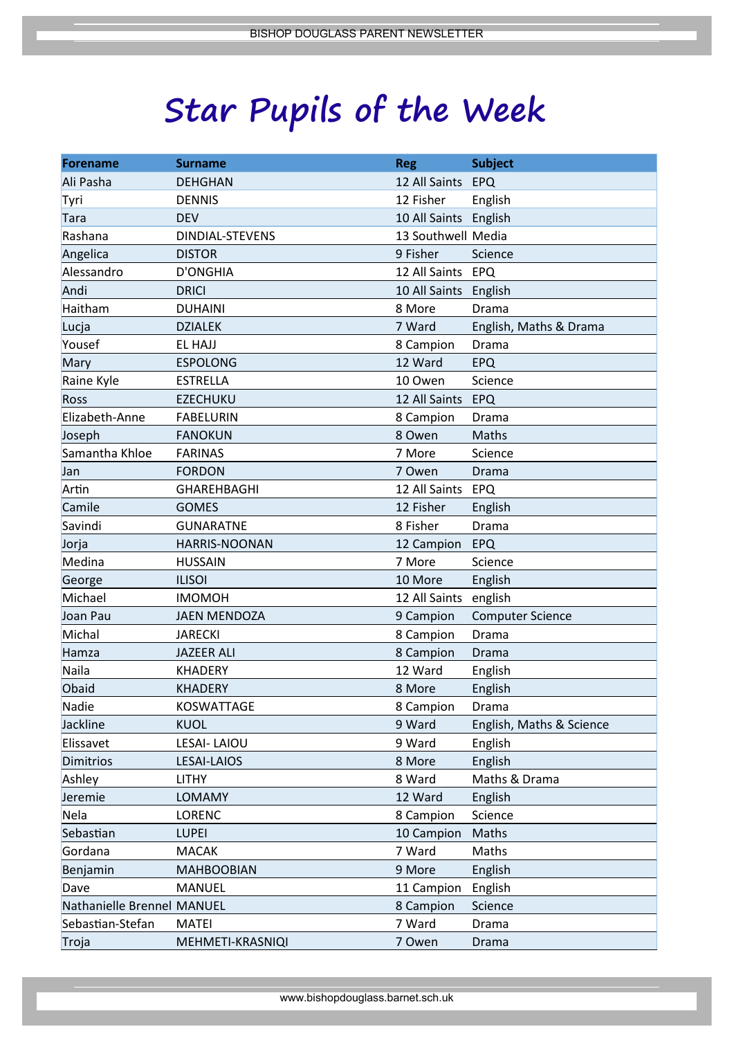# Star Pupils of the Week

| Forename | Surname | Reg | Subject |
|---|---|---|---|
| Ali Pasha | DEHGHAN | 12 All Saints | EPQ |
| Tyri | DENNIS | 12 Fisher | English |
| Tara | DEV | 10 All Saints | English |
| Rashana | DINDIAL-STEVENS | 13 Southwell | Media |
| Angelica | DISTOR | 9 Fisher | Science |
| Alessandro | D'ONGHIA | 12 All Saints | EPQ |
| Andi | DRICI | 10 All Saints | English |
| Haitham | DUHAINI | 8 More | Drama |
| Lucja | DZIALEK | 7 Ward | English, Maths & Drama |
| Yousef | EL HAJJ | 8 Campion | Drama |
| Mary | ESPOLONG | 12 Ward | EPQ |
| Raine Kyle | ESTRELLA | 10 Owen | Science |
| Ross | EZECHUKU | 12 All Saints | EPQ |
| Elizabeth-Anne | FABELURIN | 8 Campion | Drama |
| Joseph | FANOKUN | 8 Owen | Maths |
| Samantha Khloe | FARINAS | 7 More | Science |
| Jan | FORDON | 7 Owen | Drama |
| Artin | GHAREHBAGHI | 12 All Saints | EPQ |
| Camile | GOMES | 12 Fisher | English |
| Savindi | GUNARATNE | 8 Fisher | Drama |
| Jorja | HARRIS-NOONAN | 12 Campion | EPQ |
| Medina | HUSSAIN | 7 More | Science |
| George | ILISOI | 10 More | English |
| Michael | IMOMOH | 12 All Saints | english |
| Joan Pau | JAEN MENDOZA | 9 Campion | Computer Science |
| Michal | JARECKI | 8 Campion | Drama |
| Hamza | JAZEER ALI | 8 Campion | Drama |
| Naila | KHADERY | 12 Ward | English |
| Obaid | KHADERY | 8 More | English |
| Nadie | KOSWATTAGE | 8 Campion | Drama |
| Jackline | KUOL | 9 Ward | English, Maths & Science |
| Elissavet | LESAI- LAIOU | 9 Ward | English |
| Dimitrios | LESAI-LAIOS | 8 More | English |
| Ashley | LITHY | 8 Ward | Maths & Drama |
| Jeremie | LOMAMY | 12 Ward | English |
| Nela | LORENC | 8 Campion | Science |
| Sebastian | LUPEI | 10 Campion | Maths |
| Gordana | MACAK | 7 Ward | Maths |
| Benjamin | MAHBOOBIAN | 9 More | English |
| Dave | MANUEL | 11 Campion | English |
| Nathanielle Brennel | MANUEL | 8 Campion | Science |
| Sebastian-Stefan | MATEI | 7 Ward | Drama |
| Troja | MEHMETI-KRASNIQI | 7 Owen | Drama |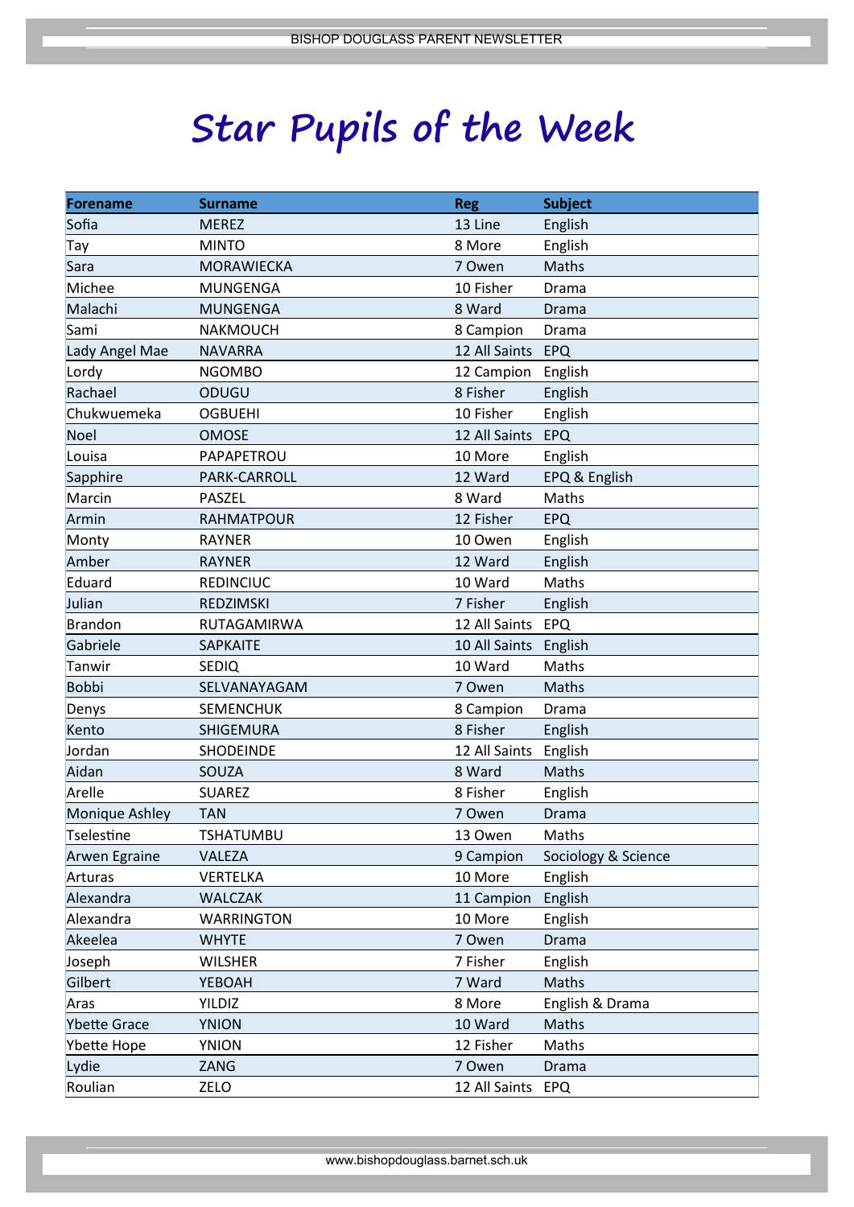# Star Pupils of the Week

| Forename | Surname | Reg | Subject |
|---|---|---|---|
| Sofia | MEREZ | 13 Line | English |
| Tay | MINTO | 8 More | English |
| Sara | MORAWIECKA | 7 Owen | Maths |
| Michee | MUNGENGA | 10 Fisher | Drama |
| Malachi | MUNGENGA | 8 Ward | Drama |
| Sami | NAKMOUCH | 8 Campion | Drama |
| Lady Angel Mae | NAVARRA | 12 All Saints | EPQ |
| Lordy | NGOMBO | 12 Campion | English |
| Rachael | ODUGU | 8 Fisher | English |
| Chukwuemeka | OGBUEHI | 10 Fisher | English |
| Noel | OMOSE | 12 All Saints | EPQ |
| Louisa | PAPAPETROU | 10 More | English |
| Sapphire | PARK-CARROLL | 12 Ward | EPQ & English |
| Marcin | PASZEL | 8 Ward | Maths |
| Armin | RAHMATPOUR | 12 Fisher | EPQ |
| Monty | RAYNER | 10 Owen | English |
| Amber | RAYNER | 12 Ward | English |
| Eduard | REDINCIUC | 10 Ward | Maths |
| Julian | REDZIMSKI | 7 Fisher | English |
| Brandon | RUTAGAMIRWA | 12 All Saints | EPQ |
| Gabriele | SAPKAITE | 10 All Saints | English |
| Tanwir | SEDIQ | 10 Ward | Maths |
| Bobbi | SELVANAYAGAM | 7 Owen | Maths |
| Denys | SEMENCHUK | 8 Campion | Drama |
| Kento | SHIGEMURA | 8 Fisher | English |
| Jordan | SHODEINDE | 12 All Saints | English |
| Aidan | SOUZA | 8 Ward | Maths |
| Arelle | SUAREZ | 8 Fisher | English |
| Monique Ashley | TAN | 7 Owen | Drama |
| Tselestine | TSHATUMBU | 13 Owen | Maths |
| Arwen Egraine | VALEZA | 9 Campion | Sociology & Science |
| Arturas | VERTELKA | 10 More | English |
| Alexandra | WALCZAK | 11 Campion | English |
| Alexandra | WARRINGTON | 10 More | English |
| Akeelea | WHYTE | 7 Owen | Drama |
| Joseph | WILSHER | 7 Fisher | English |
| Gilbert | YEBOAH | 7 Ward | Maths |
| Aras | YILDIZ | 8 More | English & Drama |
| Ybette Grace | YNION | 10 Ward | Maths |
| Ybette Hope | YNION | 12 Fisher | Maths |
| Lydie | ZANG | 7 Owen | Drama |
| Roulian | ZELO | 12 All Saints | EPQ |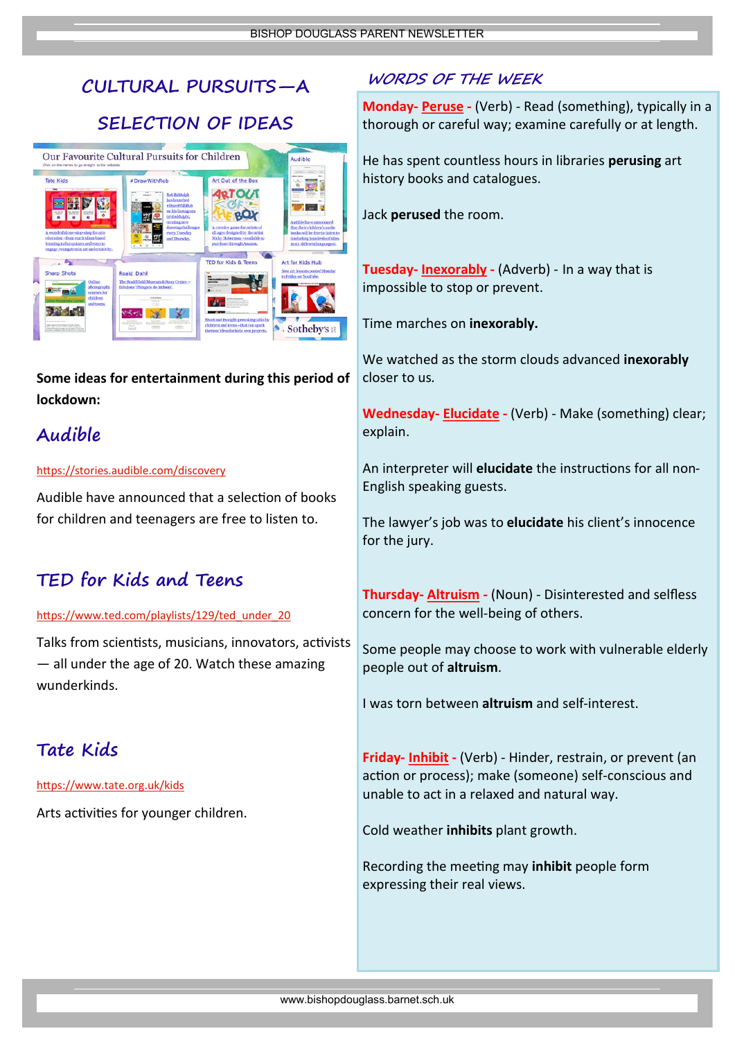# CULTURAL PURSUITS—A SELECTION OF IDEAS

**Some ideas for entertainment during this period of lockdown:**

## Audible

https://stories.audible.com/discovery

Audible have announced that a selection of books for children and teenagers are free to listen to.

## TED for Kids and Teens

https://www.ted.com/playlists/129/ted_under_20

Talks from scientists, musicians, innovators, activists — all under the age of 20. Watch these amazing wunderkinds.

## Tate Kids

https://www.tate.org.uk/kids

Arts activities for younger children.

# WORDS OF THE WEEK

**Monday- Peruse** - (Verb) - Read (something), typically in a thorough or careful way; examine carefully or at length.

He has spent countless hours in libraries **perusing** art history books and catalogues.

Jack **perused** the room.

**Tuesday- Inexorably** - (Adverb) - In a way that is impossible to stop or prevent.

Time marches on **inexorably.**

We watched as the storm clouds advanced **inexorably** closer to us.

**Wednesday- Elucidate** - (Verb) - Make (something) clear; explain.

An interpreter will **elucidate** the instructions for all non-English speaking guests.

The lawyer's job was to **elucidate** his client's innocence for the jury.

**Thursday- Altruism** - (Noun) - Disinterested and selfless concern for the well-being of others.

Some people may choose to work with vulnerable elderly people out of **altruism**.

I was torn between **altruism** and self-interest.

**Friday- Inhibit** - (Verb) - Hinder, restrain, or prevent (an action or process); make (someone) self-conscious and unable to act in a relaxed and natural way.

Cold weather **inhibits** plant growth.

Recording the meeting may **inhibit** people form expressing their real views.